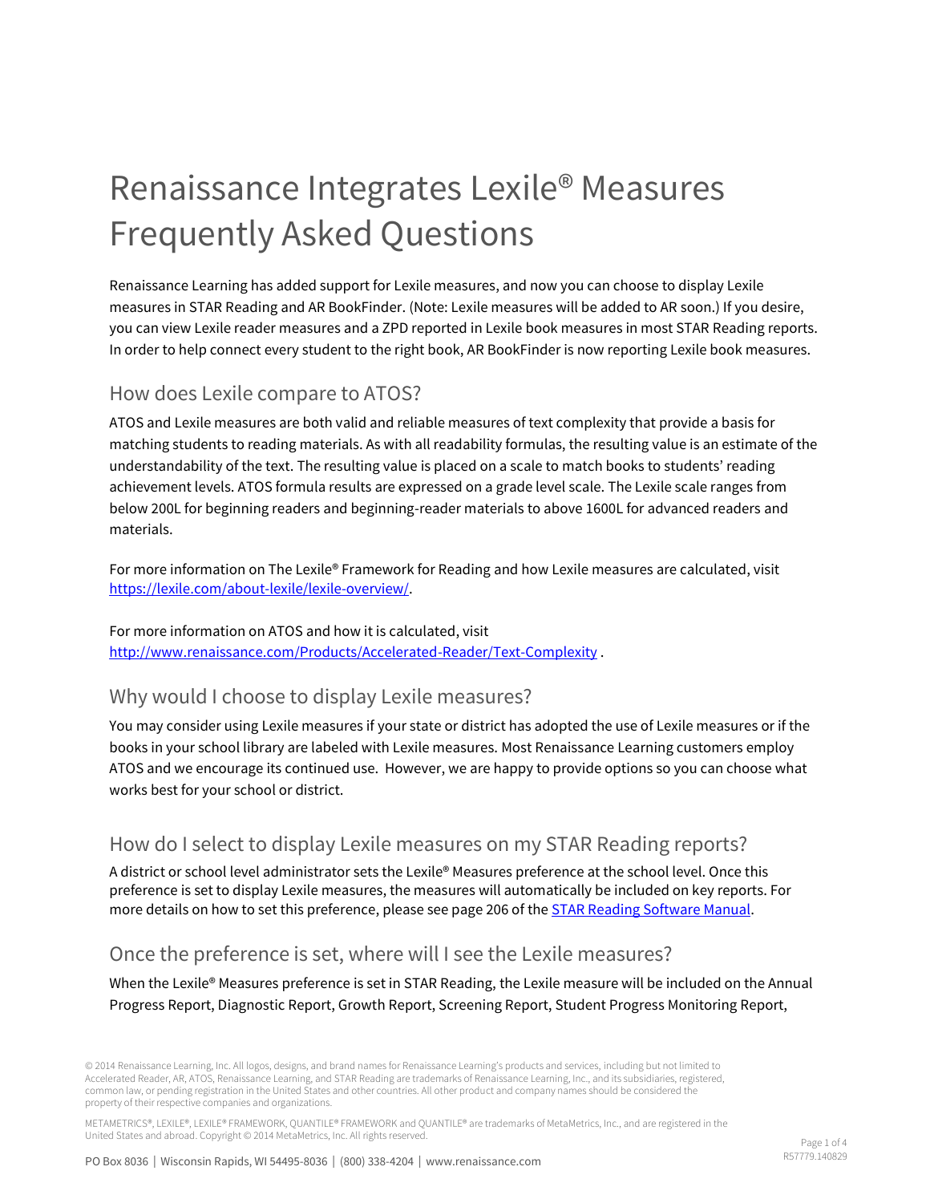# Renaissance Integrates Lexile® Measures Frequently Asked Questions

Renaissance Learning has added support for Lexile measures, and now you can choose to display Lexile measures in STAR Reading and AR BookFinder. (Note: Lexile measures will be added to AR soon.) If you desire, you can view Lexile reader measures and a ZPD reported in Lexile book measures in most STAR Reading reports. In order to help connect every student to the right book, AR BookFinder is now reporting Lexile book measures.

## How does Lexile compare to ATOS?

ATOS and Lexile measures are both valid and reliable measures of text complexity that provide a basis for matching students to reading materials. As with all readability formulas, the resulting value is an estimate of the understandability of the text. The resulting value is placed on a scale to match books to students' reading achievement levels. ATOS formula results are expressed on a grade level scale. The Lexile scale ranges from below 200L for beginning readers and beginning-reader materials to above 1600L for advanced readers and materials.

For more information on The Lexile® Framework for Reading and how Lexile measures are calculated, visit [https://lexile.com/about-lexile/lexile-overview/](https://lexile.com/about-lexile/lexile-overview/).

For more information on ATOS and how it is calculated, visit [http://www.renaissance.com/Products/Accelerated-Reader/Text-Complexity](http://www.renaissance.com/Products/Accelerated-Reader/Text-Complexity) .

## Why would I choose to display Lexile measures?

You may consider using Lexile measures if your state or district has adopted the use of Lexile measures or if the books in your school library are labeled with Lexile measures. Most Renaissance Learning customers employ ATOS and we encourage its continued use. However, we are happy to provide options so you can choose what works best for your school or district.

## How do I select to display Lexile measures on my STAR Reading reports?

A district or school level administrator sets the Lexile® Measures preference at the school level. Once this preference is set to display Lexile measures, the measures will automatically be included on key reports. For more details on how to set this preference, please see page 206 of the STAR Reading Software Manual.

## Once the preference is set, where will I see the Lexile measures?

When the Lexile® Measures preference is set in STAR Reading, the Lexile measure will be included on the Annual Progress Report, Diagnostic Report, Growth Report, Screening Report, Student Progress Monitoring Report,

© 2014 Renaissance Learning, Inc. All logos, designs, and brand names for Renaissance Learning's products and services, including but not limited to Accelerated Reader, AR, ATOS, Renaissance Learning, and STAR Reading are trademarks of Renaissance Learning, Inc., and its subsidiaries, registered, common law, or pending registration in the United States and other countries. All other product and company names should be considered the property of their respective companies and organizations.

METAMETRICS®, LEXILE®, LEXILE® FRAMEWORK, QUANTILE® FRAMEWORK and QUANTILE® are trademarks of MetaMetrics, Inc., and are registered in the United States and abroad. Copyright © 2014 MetaMetrics, Inc. All rights reserved.

PO Box 8036 | Wisconsin Rapids, WI 54495-8036 | (800) 338-4204 | www.renaissance.com

R57779.140829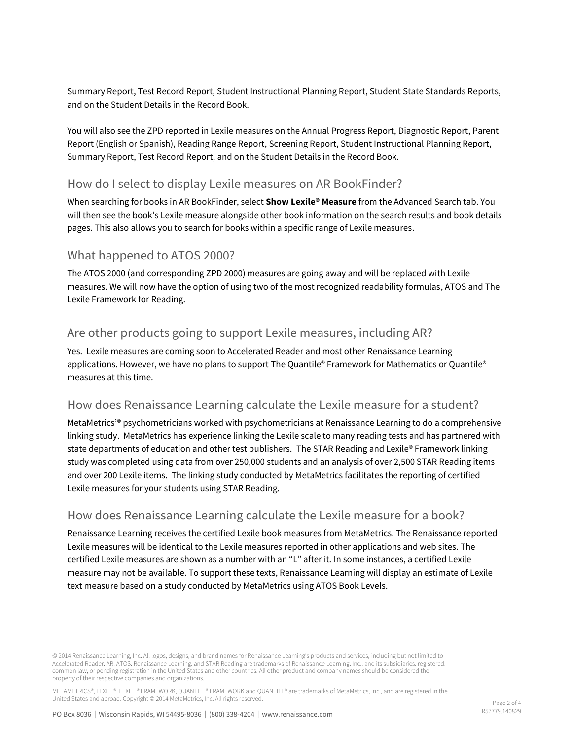Summary Report, Test Record Report, Student Instructional Planning Report, Student State Standards Reports, and on the Student Details in the Record Book.

You will also see the ZPD reported in Lexile measures on the Annual Progress Report, Diagnostic Report, Parent Report (English or Spanish), Reading Range Report, Screening Report, Student Instructional Planning Report, Summary Report, Test Record Report, and on the Student Details in the Record Book.

## How do I select to display Lexile measures on AR BookFinder?

When searching for books in AR BookFinder, select **Show Lexile® Measure** from the Advanced Search tab. You will then see the book's Lexile measure alongside other book information on the search results and book details pages. This also allows you to search for books within a specific range of Lexile measures.

## What happened to ATOS 2000?

The ATOS 2000 (and corresponding ZPD 2000) measures are going away and will be replaced with Lexile measures. We will now have the option of using two of the most recognized readability formulas, ATOS and The Lexile Framework for Reading.

## Are other products going to support Lexile measures, including AR?

Yes. Lexile measures are coming soon to Accelerated Reader and most other Renaissance Learning applications. However, we have no plans to support The Quantile® Framework for Mathematics or Quantile® measures at this time.

## How does Renaissance Learning calculate the Lexile measure for a student?

MetaMetrics'® psychometricians worked with psychometricians at Renaissance Learning to do a comprehensive linking study. MetaMetrics has experience linking the Lexile scale to many reading tests and has partnered with state departments of education and other test publishers. The STAR Reading and Lexile® Framework linking study was completed using data from over 250,000 students and an analysis of over 2,500 STAR Reading items and over 200 Lexile items. The linking study conducted by MetaMetrics facilitates the reporting of certified Lexile measures for your students using STAR Reading.

## How does Renaissance Learning calculate the Lexile measure for a book?

Renaissance Learning receives the certified Lexile book measures from MetaMetrics. The Renaissance reported Lexile measures will be identical to the Lexile measures reported in other applications and web sites. The certified Lexile measures are shown as a number with an "L" after it. In some instances, a certified Lexile measure may not be available. To support these texts, Renaissance Learning will display an estimate of Lexile text measure based on a study conducted by MetaMetrics using ATOS Book Levels.

© 2014 Renaissance Learning, Inc. All logos, designs, and brand names for Renaissance Learning's products and services, including but not limited to Accelerated Reader, AR, ATOS, Renaissance Learning, and STAR Reading are trademarks of Renaissance Learning, Inc., and its subsidiaries, registered, common law, or pending registration in the United States and other countries. All other product and company names should be considered the property of their respective companies and organizations.

METAMETRICS®, LEXILE®, LEXILE® FRAMEWORK, QUANTILE® FRAMEWORK and QUANTILE® are trademarks of MetaMetrics, Inc., and are registered in the United States and abroad. Copyright © 2014 MetaMetrics, Inc. All rights reserved.

R57779.140829

PO Box 8036 | Wisconsin Rapids, WI 54495-8036 | (800) 338-4204 | www.renaissance.com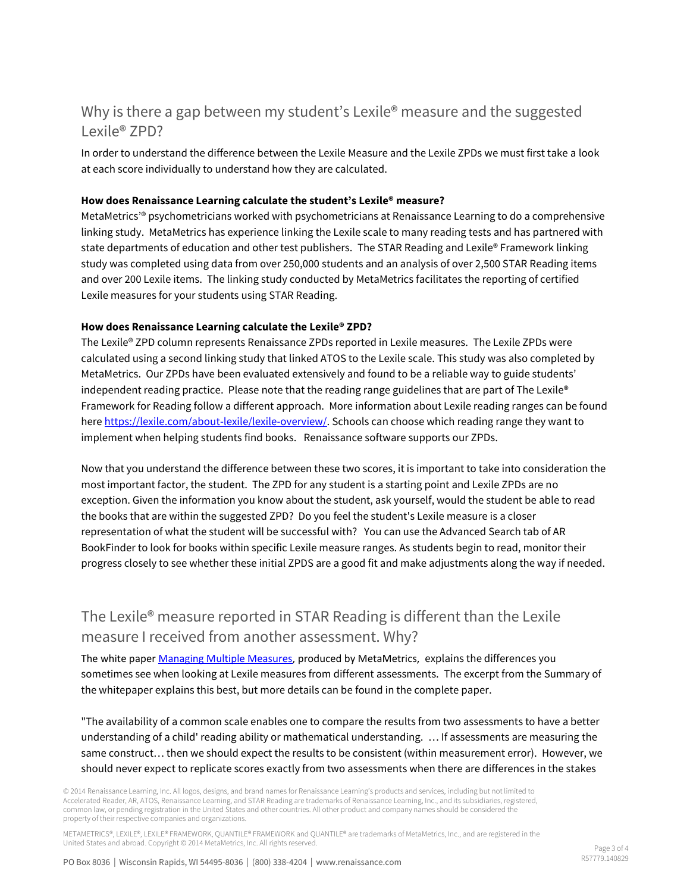## Why is there a gap between my student's Lexile® measure and the suggested Lexile® ZPD?

In order to understand the difference between the Lexile Measure and the Lexile ZPDs we must first take a look at each score individually to understand how they are calculated.

**How does Renaissance Learning calculate the student's Lexile® measure?**

MetaMetrics'® psychometricians worked with psychometricians at Renaissance Learning to do a comprehensive linking study. MetaMetrics has experience linking the Lexile scale to many reading tests and has partnered with state departments of education and other test publishers. The STAR Reading and Lexile® Framework linking study was completed using data from over 250,000 students and an analysis of over 2,500 STAR Reading items and over 200 Lexile items. The linking study conducted by MetaMetrics facilitates the reporting of certified Lexile measures for your students using STAR Reading.

**How does Renaissance Learning calculate the Lexile® ZPD?**

The Lexile® ZPD column represents Renaissance ZPDs reported in Lexile measures. The Lexile ZPDs were calculated using a second linking study that linked ATOS to the Lexile scale. This study was also completed by MetaMetrics. Our ZPDs have been evaluated extensively and found to be a reliable way to guide students' independent reading practice. Please note that the reading range guidelines that are part of The Lexile® Framework for Reading follow a different approach. More information about Lexile reading ranges can be found here https://lexile.com/about-lexile/lexile-overview/. Schools can choose which reading range they want to implement when helping students find books. Renaissance software supports our ZPDs.

Now that you understand the difference between these two scores, it is important to take into consideration the most important factor, the student. The ZPD for any student is a starting point and Lexile ZPDs are no exception. Given the information you know about the student, ask yourself, would the student be able to read the books that are within the suggested ZPD? Do you feel the student's Lexile measure is a closer representation of what the student will be successful with? You can use the Advanced Search tab of AR BookFinder to look for books within specific Lexile measure ranges. As students begin to read, monitor their progress closely to see whether these initial ZPDS are a good fit and make adjustments along the way if needed.

## The Lexile® measure reported in STAR Reading is different than the Lexile measure I received from another assessment. Why?

The white paper Managing Multiple Measures, produced by MetaMetrics, explains the differences you sometimes see when looking at Lexile measures from different assessments. The excerpt from the Summary of the whitepaper explains this best, but more details can be found in the complete paper.

"The availability of a common scale enables one to compare the results from two assessments to have a better understanding of a child' reading ability or mathematical understanding. … If assessments are measuring the same construct… then we should expect the results to be consistent (within measurement error). However, we should never expect to replicate scores exactly from two assessments when there are differences in the stakes

© 2014 Renaissance Learning, Inc. All logos, designs, and brand names for Renaissance Learning's products and services, including but not limited to Accelerated Reader, AR, ATOS, Renaissance Learning, and STAR Reading are trademarks of Renaissance Learning, Inc., and its subsidiaries, registered, common law, or pending registration in the United States and other countries. All other product and company names should be considered the property of their respective companies and organizations.

METAMETRICS®, LEXILE®, LEXILE® FRAMEWORK, QUANTILE® FRAMEWORK and QUANTILE® are trademarks of MetaMetrics, Inc., and are registered in the United States and abroad. Copyright © 2014 MetaMetrics, Inc. All rights reserved.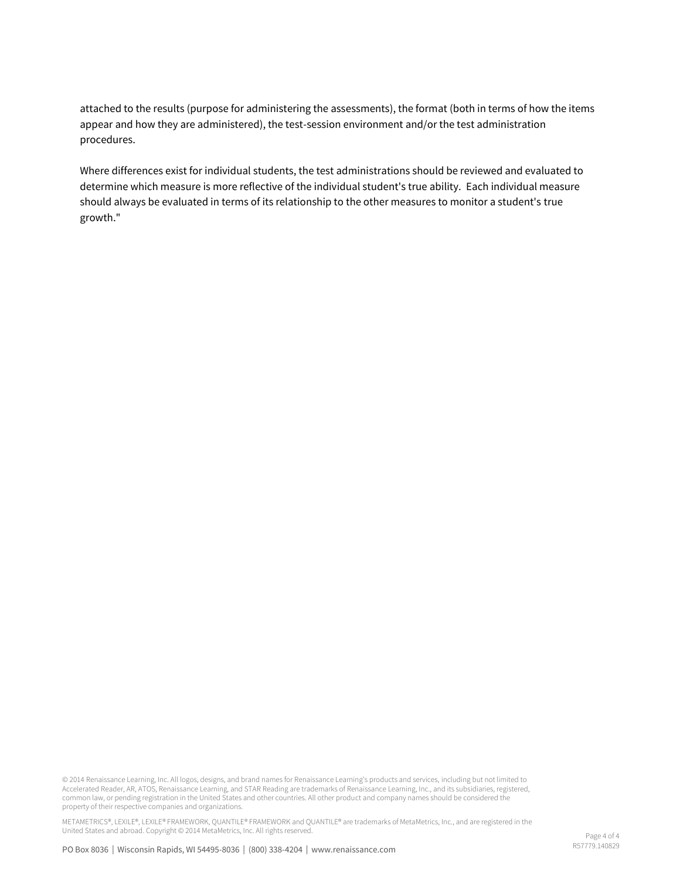attached to the results (purpose for administering the assessments), the format (both in terms of how the items appear and how they are administered), the test-session environment and/or the test administration procedures.

Where differences exist for individual students, the test administrations should be reviewed and evaluated to determine which measure is more reflective of the individual student's true ability. Each individual measure should always be evaluated in terms of its relationship to the other measures to monitor a student's true growth."

© 2014 Renaissance Learning, Inc. All logos, designs, and brand names for Renaissance Learning's products and services, including but not limited to Accelerated Reader, AR, ATOS, Renaissance Learning, and STAR Reading are trademarks of Renaissance Learning, Inc., and its subsidiaries, registered, common law, or pending registration in the United States and other countries. All other product and company names should be considered the property of their respective companies and organizations.

METAMETRICS®, LEXILE®, LEXILE® FRAMEWORK, QUANTILE® FRAMEWORK and QUANTILE® are trademarks of MetaMetrics, Inc., and are registered in the United States and abroad. Copyright © 2014 MetaMetrics, Inc. All rights reserved.

PO Box 8036 | Wisconsin Rapids, WI 54495-8036 | (800) 338-4204 | www.renaissance.com

R57779.140829